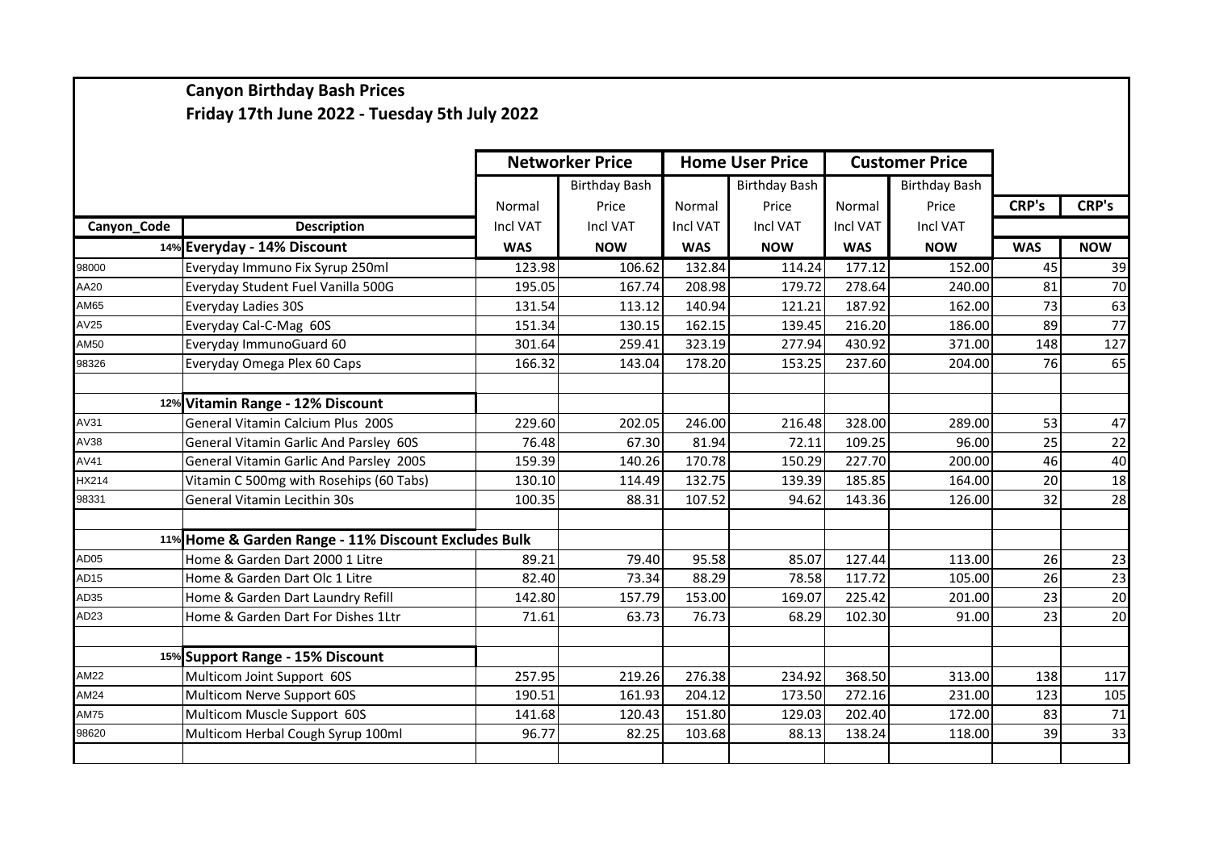**Canyon Birthday Bash Prices**

**Friday 17th June 2022 - Tuesday 5th July 2022**

| | | Networker Price | | Home User Price | | Customer Price | | | |
|---|---|---|---|---|---|---|---|---|---|
| | | Normal | Birthday Bash Price | Normal | Birthday Bash Price | Normal | Birthday Bash Price | CRP's | CRP's |
| Canyon_Code | Description | Incl VAT | Incl VAT | Incl VAT | Incl VAT | Incl VAT | Incl VAT | | |
| 14% | **Everyday - 14% Discount** | **WAS** | **NOW** | **WAS** | **NOW** | **WAS** | **NOW** | **WAS** | **NOW** |
| 98000 | Everyday Immuno Fix Syrup 250ml | 123.98 | 106.62 | 132.84 | 114.24 | 177.12 | 152.00 | 45 | 39 |
| AA20 | Everyday Student Fuel Vanilla 500G | 195.05 | 167.74 | 208.98 | 179.72 | 278.64 | 240.00 | 81 | 70 |
| AM65 | Everyday Ladies 30S | 131.54 | 113.12 | 140.94 | 121.21 | 187.92 | 162.00 | 73 | 63 |
| AV25 | Everyday Cal-C-Mag 60S | 151.34 | 130.15 | 162.15 | 139.45 | 216.20 | 186.00 | 89 | 77 |
| AM50 | Everyday ImmunoGuard 60 | 301.64 | 259.41 | 323.19 | 277.94 | 430.92 | 371.00 | 148 | 127 |
| 98326 | Everyday Omega Plex 60 Caps | 166.32 | 143.04 | 178.20 | 153.25 | 237.60 | 204.00 | 76 | 65 |
| | | | | | | | | | |
| 12% | **Vitamin Range - 12% Discount** | | | | | | | | |
| AV31 | General Vitamin Calcium Plus 200S | 229.60 | 202.05 | 246.00 | 216.48 | 328.00 | 289.00 | 53 | 47 |
| AV38 | General Vitamin Garlic And Parsley 60S | 76.48 | 67.30 | 81.94 | 72.11 | 109.25 | 96.00 | 25 | 22 |
| AV41 | General Vitamin Garlic And Parsley 200S | 159.39 | 140.26 | 170.78 | 150.29 | 227.70 | 200.00 | 46 | 40 |
| HX214 | Vitamin C 500mg with Rosehips (60 Tabs) | 130.10 | 114.49 | 132.75 | 139.39 | 185.85 | 164.00 | 20 | 18 |
| 98331 | General Vitamin Lecithin 30s | 100.35 | 88.31 | 107.52 | 94.62 | 143.36 | 126.00 | 32 | 28 |
| | | | | | | | | | |
| 11% | **Home & Garden Range - 11% Discount Excludes Bulk** | | | | | | | | |
| AD05 | Home & Garden Dart 2000 1 Litre | 89.21 | 79.40 | 95.58 | 85.07 | 127.44 | 113.00 | 26 | 23 |
| AD15 | Home & Garden Dart Olc 1 Litre | 82.40 | 73.34 | 88.29 | 78.58 | 117.72 | 105.00 | 26 | 23 |
| AD35 | Home & Garden Dart Laundry Refill | 142.80 | 157.79 | 153.00 | 169.07 | 225.42 | 201.00 | 23 | 20 |
| AD23 | Home & Garden Dart For Dishes 1Ltr | 71.61 | 63.73 | 76.73 | 68.29 | 102.30 | 91.00 | 23 | 20 |
| | | | | | | | | | |
| 15% | **Support Range - 15% Discount** | | | | | | | | |
| AM22 | Multicom Joint Support 60S | 257.95 | 219.26 | 276.38 | 234.92 | 368.50 | 313.00 | 138 | 117 |
| AM24 | Multicom Nerve Support 60S | 190.51 | 161.93 | 204.12 | 173.50 | 272.16 | 231.00 | 123 | 105 |
| AM75 | Multicom Muscle Support 60S | 141.68 | 120.43 | 151.80 | 129.03 | 202.40 | 172.00 | 83 | 71 |
| 98620 | Multicom Herbal Cough Syrup 100ml | 96.77 | 82.25 | 103.68 | 88.13 | 138.24 | 118.00 | 39 | 33 |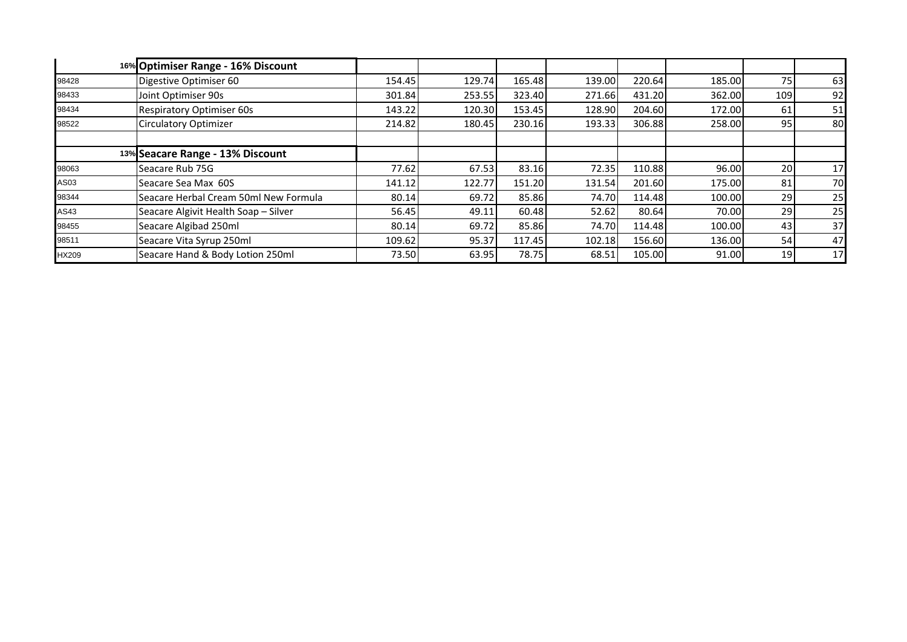| | | | | | | | | | |
|---|---|---|---|---|---|---|---|---|---|
| | 16% | **Optimiser Range - 16% Discount** | | | | | | | |
| 98428 | | Digestive Optimiser 60 | 154.45 | 129.74 | 165.48 | 139.00 | 220.64 | 185.00 | 75 | 63 |
| 98433 | | Joint Optimiser 90s | 301.84 | 253.55 | 323.40 | 271.66 | 431.20 | 362.00 | 109 | 92 |
| 98434 | | Respiratory Optimiser 60s | 143.22 | 120.30 | 153.45 | 128.90 | 204.60 | 172.00 | 61 | 51 |
| 98522 | | Circulatory Optimizer | 214.82 | 180.45 | 230.16 | 193.33 | 306.88 | 258.00 | 95 | 80 |
| | | | | | | | | | | |
| | 13% | **Seacare Range - 13% Discount** | | | | | | | | |
| 98063 | | Seacare Rub 75G | 77.62 | 67.53 | 83.16 | 72.35 | 110.88 | 96.00 | 20 | 17 |
| AS03 | | Seacare Sea Max 60S | 141.12 | 122.77 | 151.20 | 131.54 | 201.60 | 175.00 | 81 | 70 |
| 98344 | | Seacare Herbal Cream 50ml New Formula | 80.14 | 69.72 | 85.86 | 74.70 | 114.48 | 100.00 | 29 | 25 |
| AS43 | | Seacare Algivit Health Soap – Silver | 56.45 | 49.11 | 60.48 | 52.62 | 80.64 | 70.00 | 29 | 25 |
| 98455 | | Seacare Algibad 250ml | 80.14 | 69.72 | 85.86 | 74.70 | 114.48 | 100.00 | 43 | 37 |
| 98511 | | Seacare Vita Syrup 250ml | 109.62 | 95.37 | 117.45 | 102.18 | 156.60 | 136.00 | 54 | 47 |
| HX209 | | Seacare Hand & Body Lotion 250ml | 73.50 | 63.95 | 78.75 | 68.51 | 105.00 | 91.00 | 19 | 17 |